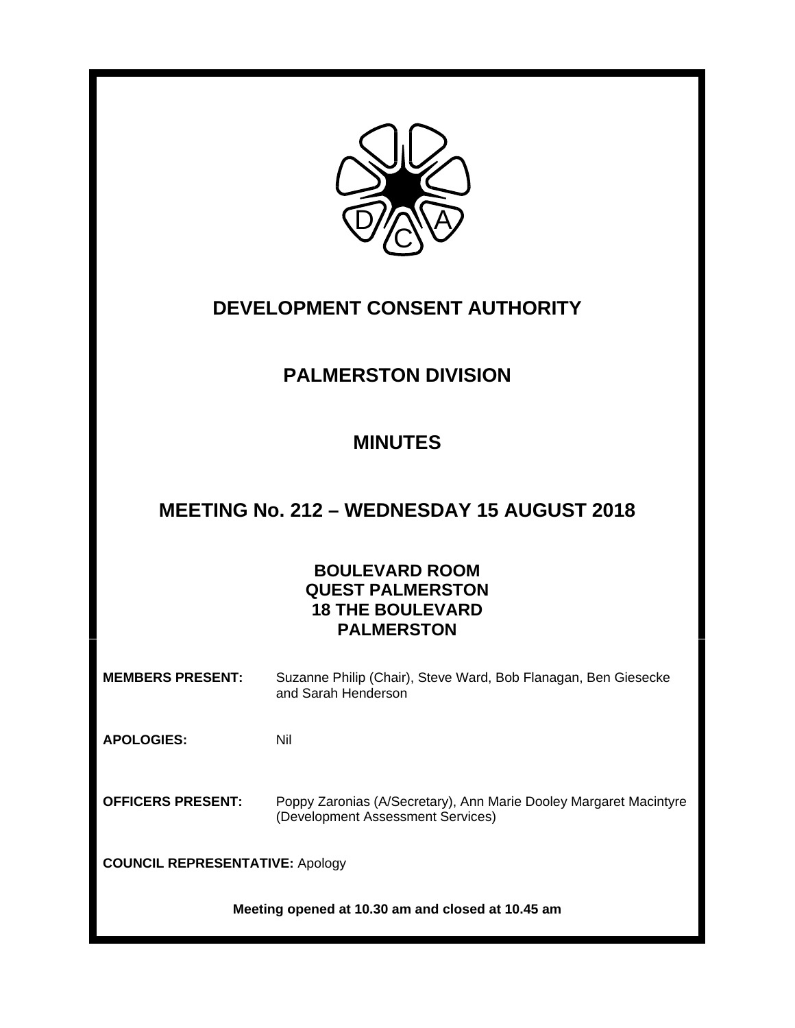# DEVELOPMENT CONSENT AUTHORITY

## PALMERSTON DIVISION

## MINUTES

## MEETING No. 212 – WEDNESDAY 15 AUGUST 2018

**BOULEVARD ROOM**
**QUEST PALMERSTON**
**18 THE BOULEVARD**
**PALMERSTON**

**MEMBERS PRESENT:** Suzanne Philip (Chair), Steve Ward, Bob Flanagan, Ben Giesecke and Sarah Henderson

**APOLOGIES:** Nil

**OFFICERS PRESENT:** Poppy Zaronias (A/Secretary), Ann Marie Dooley Margaret Macintyre (Development Assessment Services)

**COUNCIL REPRESENTATIVE:** Apology

**Meeting opened at 10.30 am and closed at 10.45 am**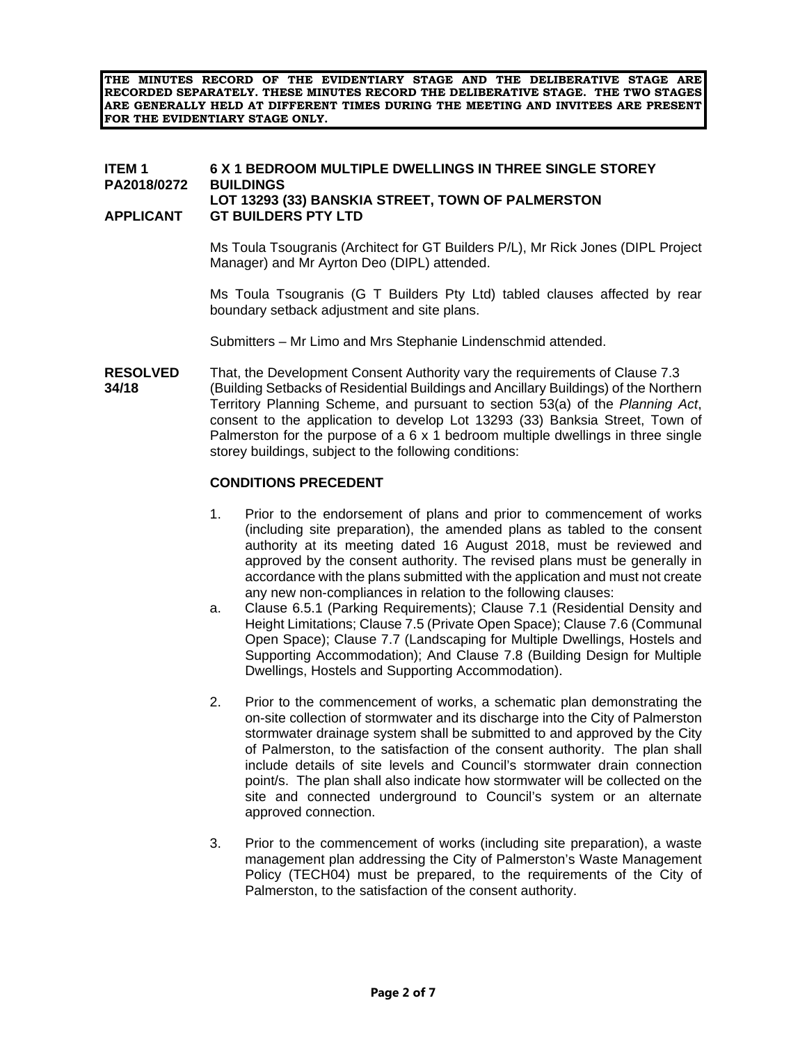**THE MINUTES RECORD OF THE EVIDENTIARY STAGE AND THE DELIBERATIVE STAGE ARE RECORDED SEPARATELY. THESE MINUTES RECORD THE DELIBERATIVE STAGE. THE TWO STAGES ARE GENERALLY HELD AT DIFFERENT TIMES DURING THE MEETING AND INVITEES ARE PRESENT FOR THE EVIDENTIARY STAGE ONLY.**

**ITEM 1 PA2018/0272** **6 X 1 BEDROOM MULTIPLE DWELLINGS IN THREE SINGLE STOREY BUILDINGS**
**LOT 13293 (33) BANSKIA STREET, TOWN OF PALMERSTON**
**APPLICANT** **GT BUILDERS PTY LTD**

Ms Toula Tsougranis (Architect for GT Builders P/L), Mr Rick Jones (DIPL Project Manager) and Mr Ayrton Deo (DIPL) attended.

Ms Toula Tsougranis (G T Builders Pty Ltd) tabled clauses affected by rear boundary setback adjustment and site plans.

Submitters – Mr Limo and Mrs Stephanie Lindenschmid attended.

**RESOLVED 34/18** That, the Development Consent Authority vary the requirements of Clause 7.3 (Building Setbacks of Residential Buildings and Ancillary Buildings) of the Northern Territory Planning Scheme, and pursuant to section 53(a) of the *Planning Act*, consent to the application to develop Lot 13293 (33) Banksia Street, Town of Palmerston for the purpose of a 6 x 1 bedroom multiple dwellings in three single storey buildings, subject to the following conditions:

**CONDITIONS PRECEDENT**

1. Prior to the endorsement of plans and prior to commencement of works (including site preparation), the amended plans as tabled to the consent authority at its meeting dated 16 August 2018, must be reviewed and approved by the consent authority. The revised plans must be generally in accordance with the plans submitted with the application and must not create any new non-compliances in relation to the following clauses:

   a. Clause 6.5.1 (Parking Requirements); Clause 7.1 (Residential Density and Height Limitations; Clause 7.5 (Private Open Space); Clause 7.6 (Communal Open Space); Clause 7.7 (Landscaping for Multiple Dwellings, Hostels and Supporting Accommodation); And Clause 7.8 (Building Design for Multiple Dwellings, Hostels and Supporting Accommodation).

2. Prior to the commencement of works, a schematic plan demonstrating the on-site collection of stormwater and its discharge into the City of Palmerston stormwater drainage system shall be submitted to and approved by the City of Palmerston, to the satisfaction of the consent authority. The plan shall include details of site levels and Council's stormwater drain connection point/s. The plan shall also indicate how stormwater will be collected on the site and connected underground to Council's system or an alternate approved connection.

3. Prior to the commencement of works (including site preparation), a waste management plan addressing the City of Palmerston's Waste Management Policy (TECH04) must be prepared, to the requirements of the City of Palmerston, to the satisfaction of the consent authority.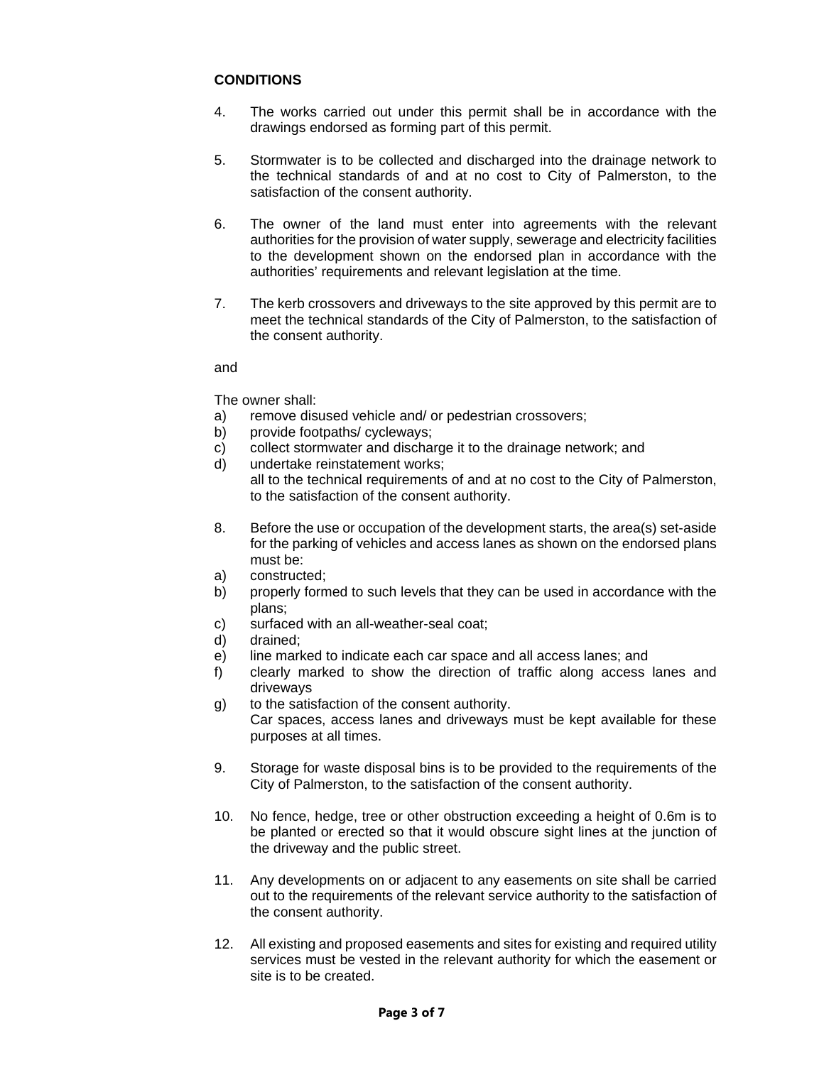**CONDITIONS**

4. The works carried out under this permit shall be in accordance with the drawings endorsed as forming part of this permit.

5. Stormwater is to be collected and discharged into the drainage network to the technical standards of and at no cost to City of Palmerston, to the satisfaction of the consent authority.

6. The owner of the land must enter into agreements with the relevant authorities for the provision of water supply, sewerage and electricity facilities to the development shown on the endorsed plan in accordance with the authorities' requirements and relevant legislation at the time.

7. The kerb crossovers and driveways to the site approved by this permit are to meet the technical standards of the City of Palmerston, to the satisfaction of the consent authority.

and

The owner shall:

a) remove disused vehicle and/ or pedestrian crossovers;
b) provide footpaths/ cycleways;
c) collect stormwater and discharge it to the drainage network; and
d) undertake reinstatement works;
   all to the technical requirements of and at no cost to the City of Palmerston, to the satisfaction of the consent authority.

8. Before the use or occupation of the development starts, the area(s) set-aside for the parking of vehicles and access lanes as shown on the endorsed plans must be:

a) constructed;
b) properly formed to such levels that they can be used in accordance with the plans;
c) surfaced with an all-weather-seal coat;
d) drained;
e) line marked to indicate each car space and all access lanes; and
f) clearly marked to show the direction of traffic along access lanes and driveways
g) to the satisfaction of the consent authority.
   Car spaces, access lanes and driveways must be kept available for these purposes at all times.

9. Storage for waste disposal bins is to be provided to the requirements of the City of Palmerston, to the satisfaction of the consent authority.

10. No fence, hedge, tree or other obstruction exceeding a height of 0.6m is to be planted or erected so that it would obscure sight lines at the junction of the driveway and the public street.

11. Any developments on or adjacent to any easements on site shall be carried out to the requirements of the relevant service authority to the satisfaction of the consent authority.

12. All existing and proposed easements and sites for existing and required utility services must be vested in the relevant authority for which the easement or site is to be created.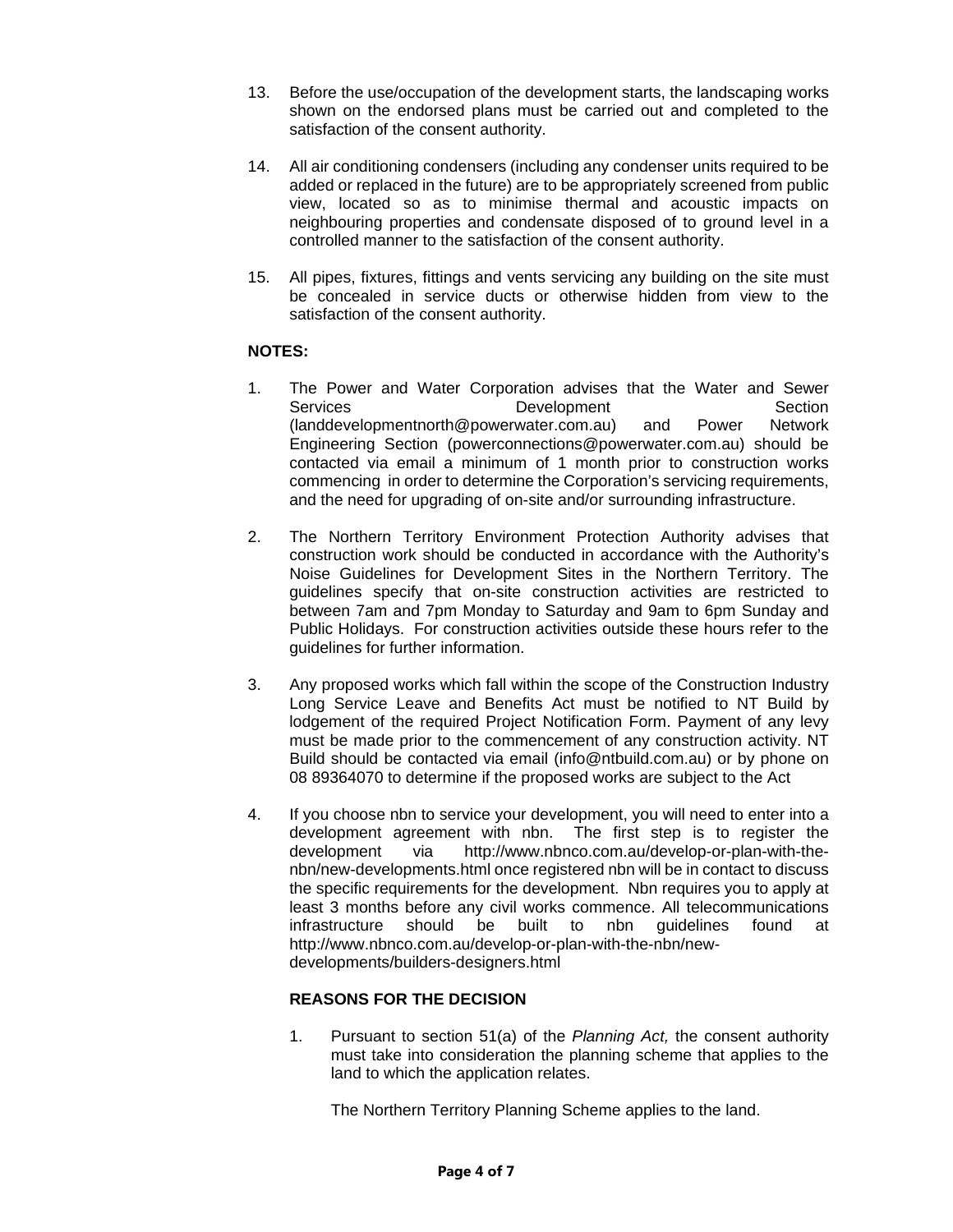13. Before the use/occupation of the development starts, the landscaping works shown on the endorsed plans must be carried out and completed to the satisfaction of the consent authority.

14. All air conditioning condensers (including any condenser units required to be added or replaced in the future) are to be appropriately screened from public view, located so as to minimise thermal and acoustic impacts on neighbouring properties and condensate disposed of to ground level in a controlled manner to the satisfaction of the consent authority.

15. All pipes, fixtures, fittings and vents servicing any building on the site must be concealed in service ducts or otherwise hidden from view to the satisfaction of the consent authority.

**NOTES:**

1. The Power and Water Corporation advises that the Water and Sewer Services Development Section (landdevelopmentnorth@powerwater.com.au) and Power Network Engineering Section (powerconnections@powerwater.com.au) should be contacted via email a minimum of 1 month prior to construction works commencing in order to determine the Corporation's servicing requirements, and the need for upgrading of on-site and/or surrounding infrastructure.

2. The Northern Territory Environment Protection Authority advises that construction work should be conducted in accordance with the Authority's Noise Guidelines for Development Sites in the Northern Territory. The guidelines specify that on-site construction activities are restricted to between 7am and 7pm Monday to Saturday and 9am to 6pm Sunday and Public Holidays. For construction activities outside these hours refer to the guidelines for further information.

3. Any proposed works which fall within the scope of the Construction Industry Long Service Leave and Benefits Act must be notified to NT Build by lodgement of the required Project Notification Form. Payment of any levy must be made prior to the commencement of any construction activity. NT Build should be contacted via email (info@ntbuild.com.au) or by phone on 08 89364070 to determine if the proposed works are subject to the Act

4. If you choose nbn to service your development, you will need to enter into a development agreement with nbn. The first step is to register the development via http://www.nbnco.com.au/develop-or-plan-with-the-nbn/new-developments.html once registered nbn will be in contact to discuss the specific requirements for the development. Nbn requires you to apply at least 3 months before any civil works commence. All telecommunications infrastructure should be built to nbn guidelines found at http://www.nbnco.com.au/develop-or-plan-with-the-nbn/new-developments/builders-designers.html

**REASONS FOR THE DECISION**

1. Pursuant to section 51(a) of the *Planning Act,* the consent authority must take into consideration the planning scheme that applies to the land to which the application relates.

   The Northern Territory Planning Scheme applies to the land.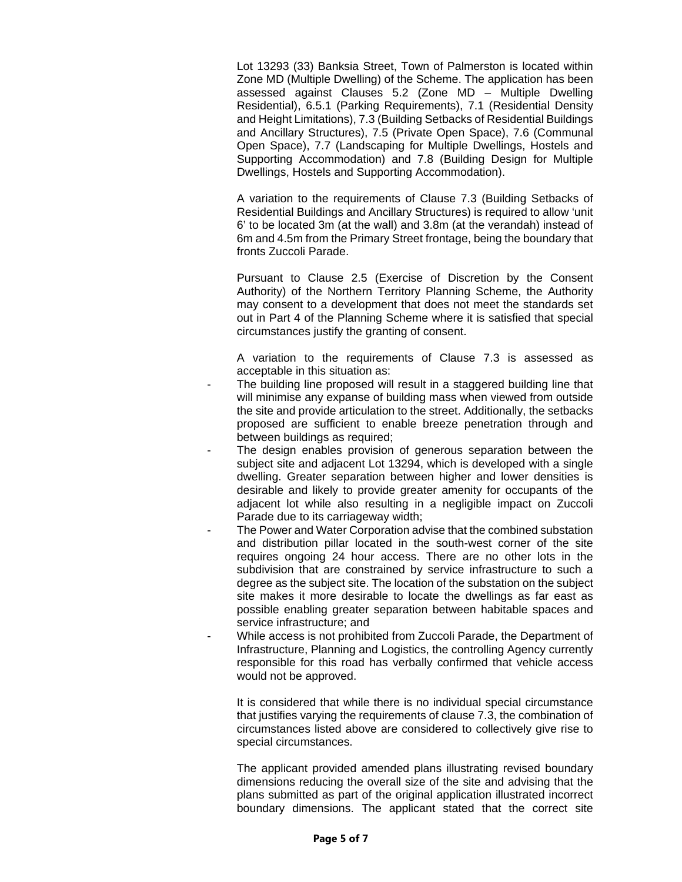Lot 13293 (33) Banksia Street, Town of Palmerston is located within Zone MD (Multiple Dwelling) of the Scheme. The application has been assessed against Clauses 5.2 (Zone MD – Multiple Dwelling Residential), 6.5.1 (Parking Requirements), 7.1 (Residential Density and Height Limitations), 7.3 (Building Setbacks of Residential Buildings and Ancillary Structures), 7.5 (Private Open Space), 7.6 (Communal Open Space), 7.7 (Landscaping for Multiple Dwellings, Hostels and Supporting Accommodation) and 7.8 (Building Design for Multiple Dwellings, Hostels and Supporting Accommodation).

A variation to the requirements of Clause 7.3 (Building Setbacks of Residential Buildings and Ancillary Structures) is required to allow 'unit 6' to be located 3m (at the wall) and 3.8m (at the verandah) instead of 6m and 4.5m from the Primary Street frontage, being the boundary that fronts Zuccoli Parade.

Pursuant to Clause 2.5 (Exercise of Discretion by the Consent Authority) of the Northern Territory Planning Scheme, the Authority may consent to a development that does not meet the standards set out in Part 4 of the Planning Scheme where it is satisfied that special circumstances justify the granting of consent.

A variation to the requirements of Clause 7.3 is assessed as acceptable in this situation as:

- The building line proposed will result in a staggered building line that will minimise any expanse of building mass when viewed from outside the site and provide articulation to the street. Additionally, the setbacks proposed are sufficient to enable breeze penetration through and between buildings as required;
- The design enables provision of generous separation between the subject site and adjacent Lot 13294, which is developed with a single dwelling. Greater separation between higher and lower densities is desirable and likely to provide greater amenity for occupants of the adjacent lot while also resulting in a negligible impact on Zuccoli Parade due to its carriageway width;
- The Power and Water Corporation advise that the combined substation and distribution pillar located in the south-west corner of the site requires ongoing 24 hour access. There are no other lots in the subdivision that are constrained by service infrastructure to such a degree as the subject site. The location of the substation on the subject site makes it more desirable to locate the dwellings as far east as possible enabling greater separation between habitable spaces and service infrastructure; and
- While access is not prohibited from Zuccoli Parade, the Department of Infrastructure, Planning and Logistics, the controlling Agency currently responsible for this road has verbally confirmed that vehicle access would not be approved.

It is considered that while there is no individual special circumstance that justifies varying the requirements of clause 7.3, the combination of circumstances listed above are considered to collectively give rise to special circumstances.

The applicant provided amended plans illustrating revised boundary dimensions reducing the overall size of the site and advising that the plans submitted as part of the original application illustrated incorrect boundary dimensions. The applicant stated that the correct site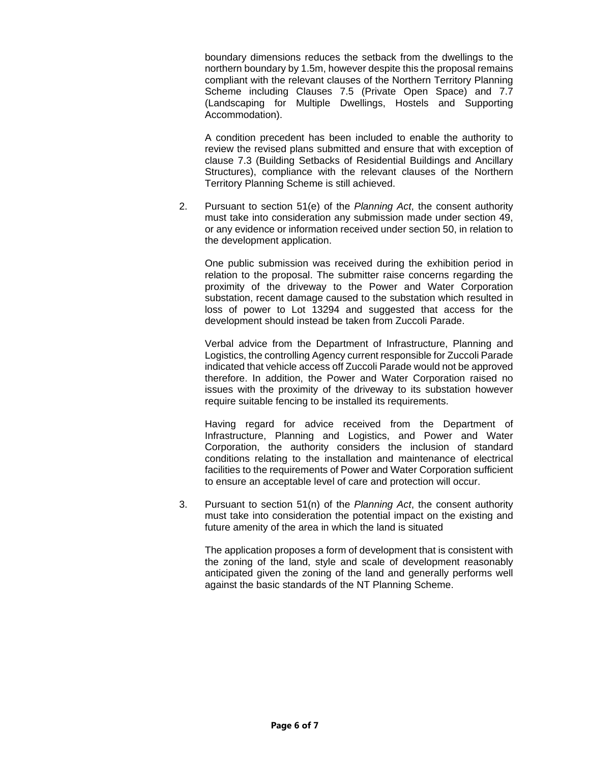boundary dimensions reduces the setback from the dwellings to the northern boundary by 1.5m, however despite this the proposal remains compliant with the relevant clauses of the Northern Territory Planning Scheme including Clauses 7.5 (Private Open Space) and 7.7 (Landscaping for Multiple Dwellings, Hostels and Supporting Accommodation).

A condition precedent has been included to enable the authority to review the revised plans submitted and ensure that with exception of clause 7.3 (Building Setbacks of Residential Buildings and Ancillary Structures), compliance with the relevant clauses of the Northern Territory Planning Scheme is still achieved.

2. Pursuant to section 51(e) of the *Planning Act*, the consent authority must take into consideration any submission made under section 49, or any evidence or information received under section 50, in relation to the development application.

   One public submission was received during the exhibition period in relation to the proposal. The submitter raise concerns regarding the proximity of the driveway to the Power and Water Corporation substation, recent damage caused to the substation which resulted in loss of power to Lot 13294 and suggested that access for the development should instead be taken from Zuccoli Parade.

   Verbal advice from the Department of Infrastructure, Planning and Logistics, the controlling Agency current responsible for Zuccoli Parade indicated that vehicle access off Zuccoli Parade would not be approved therefore. In addition, the Power and Water Corporation raised no issues with the proximity of the driveway to its substation however require suitable fencing to be installed its requirements.

   Having regard for advice received from the Department of Infrastructure, Planning and Logistics, and Power and Water Corporation, the authority considers the inclusion of standard conditions relating to the installation and maintenance of electrical facilities to the requirements of Power and Water Corporation sufficient to ensure an acceptable level of care and protection will occur.

3. Pursuant to section 51(n) of the *Planning Act*, the consent authority must take into consideration the potential impact on the existing and future amenity of the area in which the land is situated

   The application proposes a form of development that is consistent with the zoning of the land, style and scale of development reasonably anticipated given the zoning of the land and generally performs well against the basic standards of the NT Planning Scheme.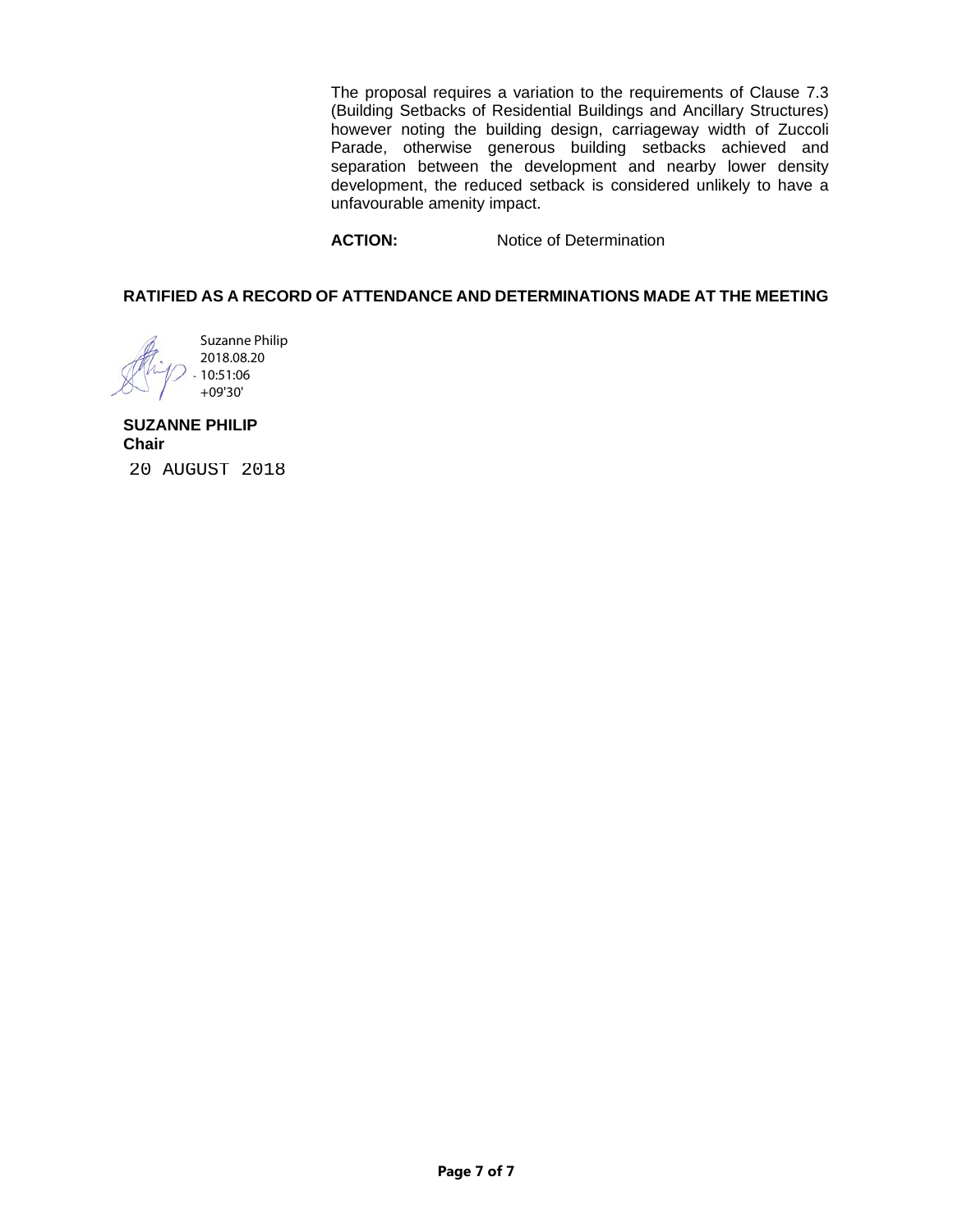The proposal requires a variation to the requirements of Clause 7.3 (Building Setbacks of Residential Buildings and Ancillary Structures) however noting the building design, carriageway width of Zuccoli Parade, otherwise generous building setbacks achieved and separation between the development and nearby lower density development, the reduced setback is considered unlikely to have a unfavourable amenity impact.

**ACTION:** Notice of Determination

**RATIFIED AS A RECORD OF ATTENDANCE AND DETERMINATIONS MADE AT THE MEETING**

Suzanne Philip
2018.08.20
10:51:06
+09'30'

**SUZANNE PHILIP**
**Chair**

20 AUGUST 2018